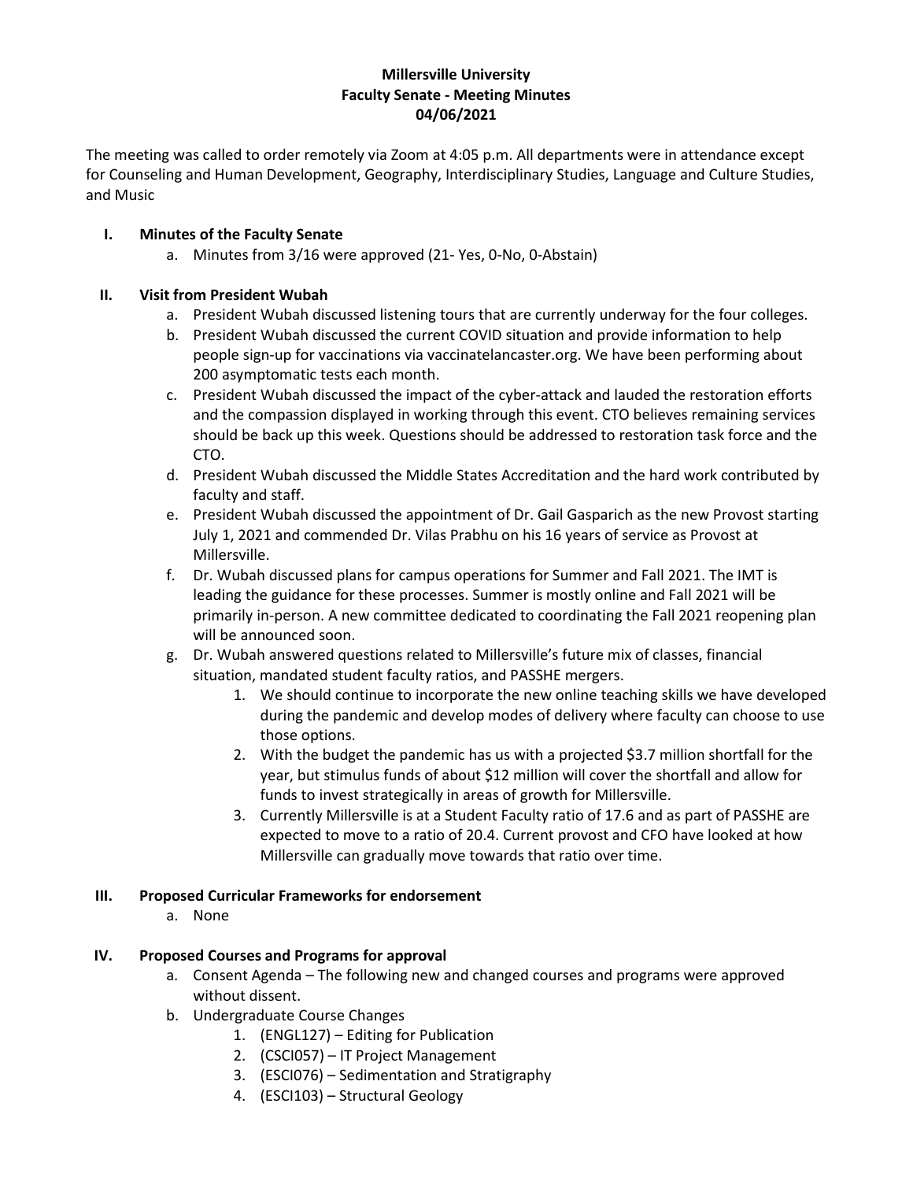# Millersville University
## Faculty Senate - Meeting Minutes
## 04/06/2021

The meeting was called to order remotely via Zoom at 4:05 p.m. All departments were in attendance except for Counseling and Human Development, Geography, Interdisciplinary Studies, Language and Culture Studies, and Music

- **I. Minutes of the Faculty Senate**
  - a. Minutes from 3/16 were approved (21- Yes, 0-No, 0-Abstain)
- **II. Visit from President Wubah**
  - a. President Wubah discussed listening tours that are currently underway for the four colleges.
  - b. President Wubah discussed the current COVID situation and provide information to help people sign-up for vaccinations via vaccinatelancaster.org. We have been performing about 200 asymptomatic tests each month.
  - c. President Wubah discussed the impact of the cyber-attack and lauded the restoration efforts and the compassion displayed in working through this event. CTO believes remaining services should be back up this week. Questions should be addressed to restoration task force and the CTO.
  - d. President Wubah discussed the Middle States Accreditation and the hard work contributed by faculty and staff.
  - e. President Wubah discussed the appointment of Dr. Gail Gasparich as the new Provost starting July 1, 2021 and commended Dr. Vilas Prabhu on his 16 years of service as Provost at Millersville.
  - f. Dr. Wubah discussed plans for campus operations for Summer and Fall 2021. The IMT is leading the guidance for these processes. Summer is mostly online and Fall 2021 will be primarily in-person. A new committee dedicated to coordinating the Fall 2021 reopening plan will be announced soon.
  - g. Dr. Wubah answered questions related to Millersville's future mix of classes, financial situation, mandated student faculty ratios, and PASSHE mergers.
    1. We should continue to incorporate the new online teaching skills we have developed during the pandemic and develop modes of delivery where faculty can choose to use those options.
    2. With the budget the pandemic has us with a projected $3.7 million shortfall for the year, but stimulus funds of about $12 million will cover the shortfall and allow for funds to invest strategically in areas of growth for Millersville.
    3. Currently Millersville is at a Student Faculty ratio of 17.6 and as part of PASSHE are expected to move to a ratio of 20.4. Current provost and CFO have looked at how Millersville can gradually move towards that ratio over time.
- **III. Proposed Curricular Frameworks for endorsement**
  - a. None
- **IV. Proposed Courses and Programs for approval**
  - a. Consent Agenda – The following new and changed courses and programs were approved without dissent.
  - b. Undergraduate Course Changes
    1. (ENGL127) – Editing for Publication
    2. (CSCI057) – IT Project Management
    3. (ESCI076) – Sedimentation and Stratigraphy
    4. (ESCI103) – Structural Geology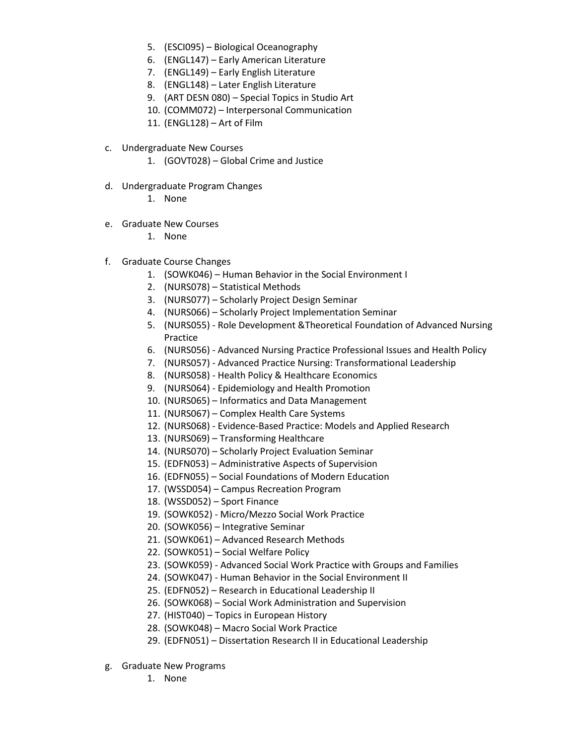5. (ESCI095) – Biological Oceanography
6. (ENGL147) – Early American Literature
7. (ENGL149) – Early English Literature
8. (ENGL148) – Later English Literature
9. (ART DESN 080) – Special Topics in Studio Art
10. (COMM072) – Interpersonal Communication
11. (ENGL128) – Art of Film

c. Undergraduate New Courses
   1. (GOVT028) – Global Crime and Justice

d. Undergraduate Program Changes
   1. None

e. Graduate New Courses
   1. None

f. Graduate Course Changes
   1. (SOWK046) – Human Behavior in the Social Environment I
   2. (NURS078) – Statistical Methods
   3. (NURS077) – Scholarly Project Design Seminar
   4. (NURS066) – Scholarly Project Implementation Seminar
   5. (NURS055) - Role Development &Theoretical Foundation of Advanced Nursing Practice
   6. (NURS056) - Advanced Nursing Practice Professional Issues and Health Policy
   7. (NURS057) - Advanced Practice Nursing: Transformational Leadership
   8. (NURS058) - Health Policy & Healthcare Economics
   9. (NURS064) - Epidemiology and Health Promotion
   10. (NURS065) – Informatics and Data Management
   11. (NURS067) – Complex Health Care Systems
   12. (NURS068) - Evidence-Based Practice: Models and Applied Research
   13. (NURS069) – Transforming Healthcare
   14. (NURS070) – Scholarly Project Evaluation Seminar
   15. (EDFN053) – Administrative Aspects of Supervision
   16. (EDFN055) – Social Foundations of Modern Education
   17. (WSSD054) – Campus Recreation Program
   18. (WSSD052) – Sport Finance
   19. (SOWK052) - Micro/Mezzo Social Work Practice
   20. (SOWK056) – Integrative Seminar
   21. (SOWK061) – Advanced Research Methods
   22. (SOWK051) – Social Welfare Policy
   23. (SOWK059) - Advanced Social Work Practice with Groups and Families
   24. (SOWK047) - Human Behavior in the Social Environment II
   25. (EDFN052) – Research in Educational Leadership II
   26. (SOWK068) – Social Work Administration and Supervision
   27. (HIST040) – Topics in European History
   28. (SOWK048) – Macro Social Work Practice
   29. (EDFN051) – Dissertation Research II in Educational Leadership

g. Graduate New Programs
   1. None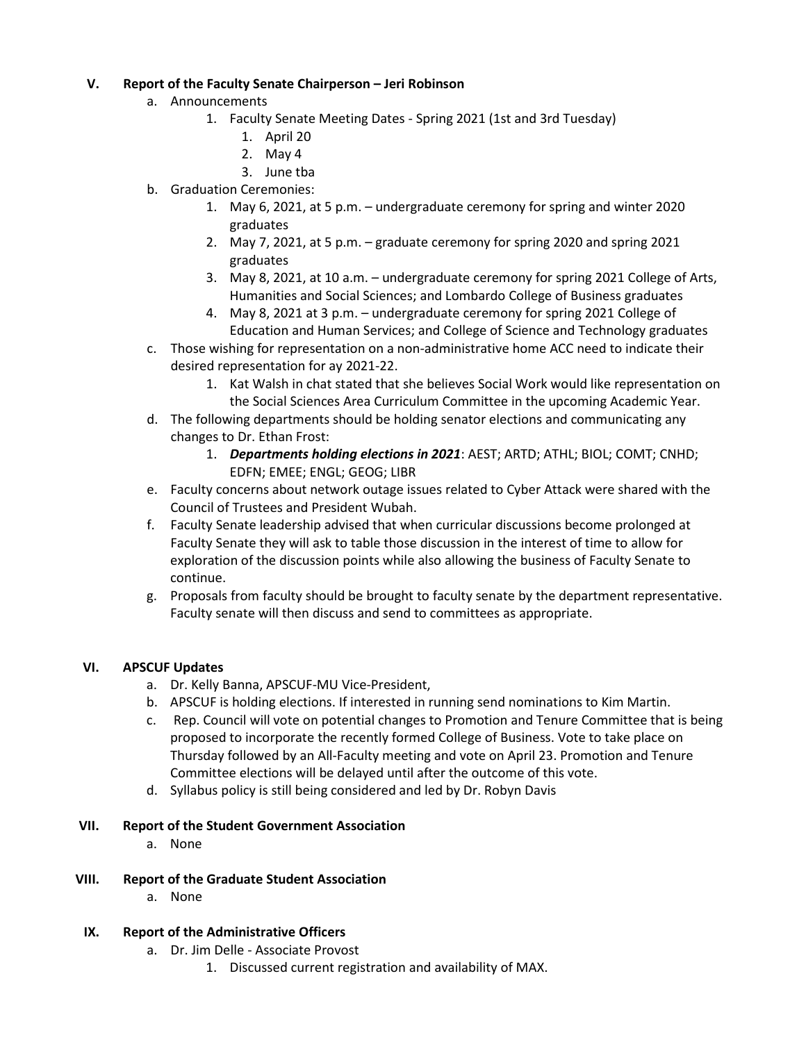## V. Report of the Faculty Senate Chairperson – Jeri Robinson

a. Announcements
   1. Faculty Senate Meeting Dates - Spring 2021 (1st and 3rd Tuesday)
      1. April 20
      2. May 4
      3. June tba

b. Graduation Ceremonies:
   1. May 6, 2021, at 5 p.m. – undergraduate ceremony for spring and winter 2020 graduates
   2. May 7, 2021, at 5 p.m. – graduate ceremony for spring 2020 and spring 2021 graduates
   3. May 8, 2021, at 10 a.m. – undergraduate ceremony for spring 2021 College of Arts, Humanities and Social Sciences; and Lombardo College of Business graduates
   4. May 8, 2021 at 3 p.m. – undergraduate ceremony for spring 2021 College of Education and Human Services; and College of Science and Technology graduates

c. Those wishing for representation on a non-administrative home ACC need to indicate their desired representation for ay 2021-22.
   1. Kat Walsh in chat stated that she believes Social Work would like representation on the Social Sciences Area Curriculum Committee in the upcoming Academic Year.

d. The following departments should be holding senator elections and communicating any changes to Dr. Ethan Frost:
   1. ***Departments holding elections in 2021***: AEST; ARTD; ATHL; BIOL; COMT; CNHD; EDFN; EMEE; ENGL; GEOG; LIBR

e. Faculty concerns about network outage issues related to Cyber Attack were shared with the Council of Trustees and President Wubah.

f. Faculty Senate leadership advised that when curricular discussions become prolonged at Faculty Senate they will ask to table those discussion in the interest of time to allow for exploration of the discussion points while also allowing the business of Faculty Senate to continue.

g. Proposals from faculty should be brought to faculty senate by the department representative. Faculty senate will then discuss and send to committees as appropriate.

## VI. APSCUF Updates

a. Dr. Kelly Banna, APSCUF-MU Vice-President,

b. APSCUF is holding elections. If interested in running send nominations to Kim Martin.

c. Rep. Council will vote on potential changes to Promotion and Tenure Committee that is being proposed to incorporate the recently formed College of Business. Vote to take place on Thursday followed by an All-Faculty meeting and vote on April 23. Promotion and Tenure Committee elections will be delayed until after the outcome of this vote.

d. Syllabus policy is still being considered and led by Dr. Robyn Davis

## VII. Report of the Student Government Association

a. None

## VIII. Report of the Graduate Student Association

a. None

## IX. Report of the Administrative Officers

a. Dr. Jim Delle - Associate Provost
   1. Discussed current registration and availability of MAX.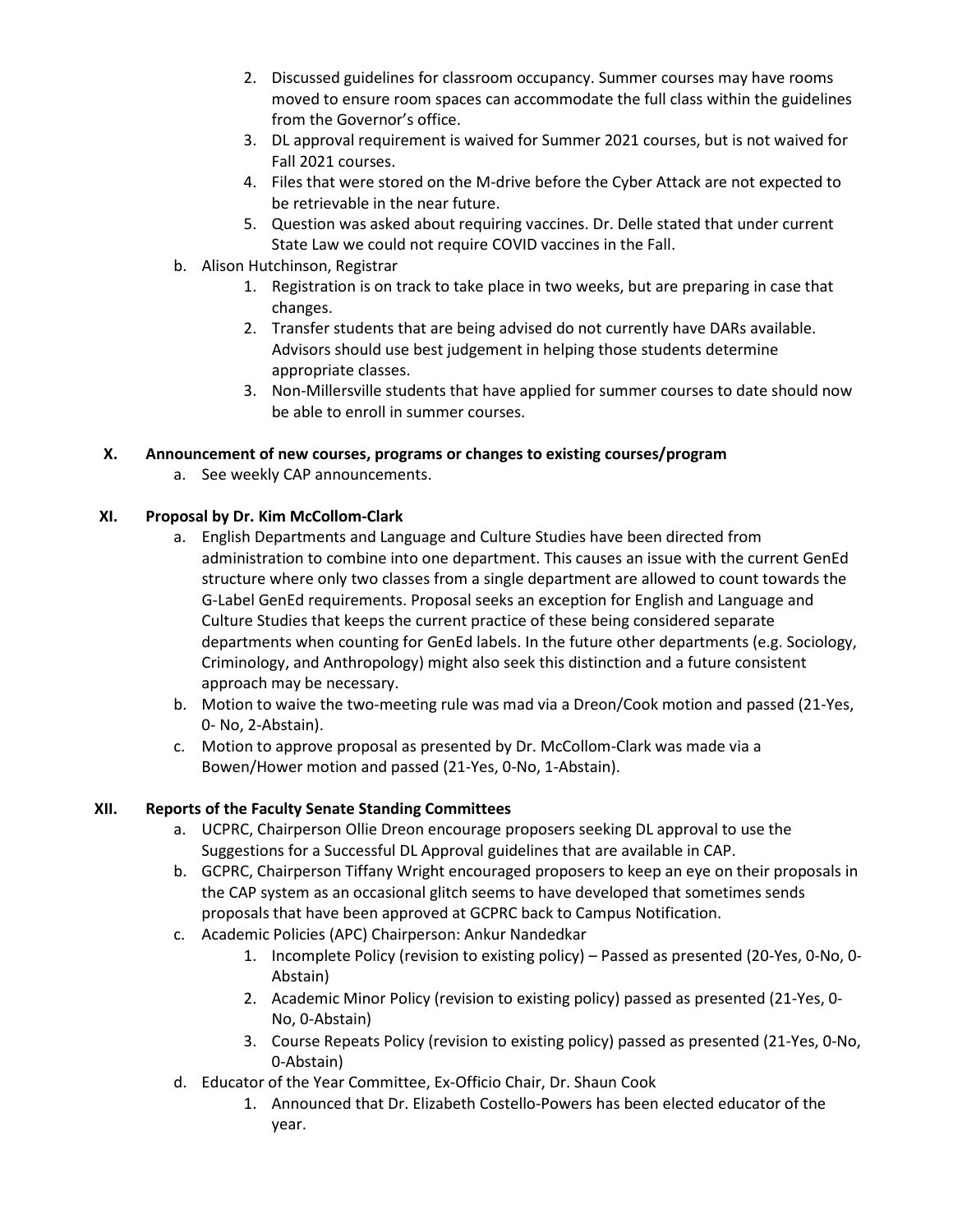2. Discussed guidelines for classroom occupancy. Summer courses may have rooms moved to ensure room spaces can accommodate the full class within the guidelines from the Governor's office.
3. DL approval requirement is waived for Summer 2021 courses, but is not waived for Fall 2021 courses.
4. Files that were stored on the M-drive before the Cyber Attack are not expected to be retrievable in the near future.
5. Question was asked about requiring vaccines. Dr. Delle stated that under current State Law we could not require COVID vaccines in the Fall.

b. Alison Hutchinson, Registrar

1. Registration is on track to take place in two weeks, but are preparing in case that changes.
2. Transfer students that are being advised do not currently have DARs available. Advisors should use best judgement in helping those students determine appropriate classes.
3. Non-Millersville students that have applied for summer courses to date should now be able to enroll in summer courses.

## X. Announcement of new courses, programs or changes to existing courses/program

a. See weekly CAP announcements.

## XI. Proposal by Dr. Kim McCollom-Clark

a. English Departments and Language and Culture Studies have been directed from administration to combine into one department. This causes an issue with the current GenEd structure where only two classes from a single department are allowed to count towards the G-Label GenEd requirements. Proposal seeks an exception for English and Language and Culture Studies that keeps the current practice of these being considered separate departments when counting for GenEd labels. In the future other departments (e.g. Sociology, Criminology, and Anthropology) might also seek this distinction and a future consistent approach may be necessary.

b. Motion to waive the two-meeting rule was mad via a Dreon/Cook motion and passed (21-Yes, 0- No, 2-Abstain).

c. Motion to approve proposal as presented by Dr. McCollom-Clark was made via a Bowen/Hower motion and passed (21-Yes, 0-No, 1-Abstain).

## XII. Reports of the Faculty Senate Standing Committees

a. UCPRC, Chairperson Ollie Dreon encourage proposers seeking DL approval to use the Suggestions for a Successful DL Approval guidelines that are available in CAP.

b. GCPRC, Chairperson Tiffany Wright encouraged proposers to keep an eye on their proposals in the CAP system as an occasional glitch seems to have developed that sometimes sends proposals that have been approved at GCPRC back to Campus Notification.

c. Academic Policies (APC) Chairperson: Ankur Nandedkar

1. Incomplete Policy (revision to existing policy) – Passed as presented (20-Yes, 0-No, 0-Abstain)
2. Academic Minor Policy (revision to existing policy) passed as presented (21-Yes, 0-No, 0-Abstain)
3. Course Repeats Policy (revision to existing policy) passed as presented (21-Yes, 0-No, 0-Abstain)

d. Educator of the Year Committee, Ex-Officio Chair, Dr. Shaun Cook

1. Announced that Dr. Elizabeth Costello-Powers has been elected educator of the year.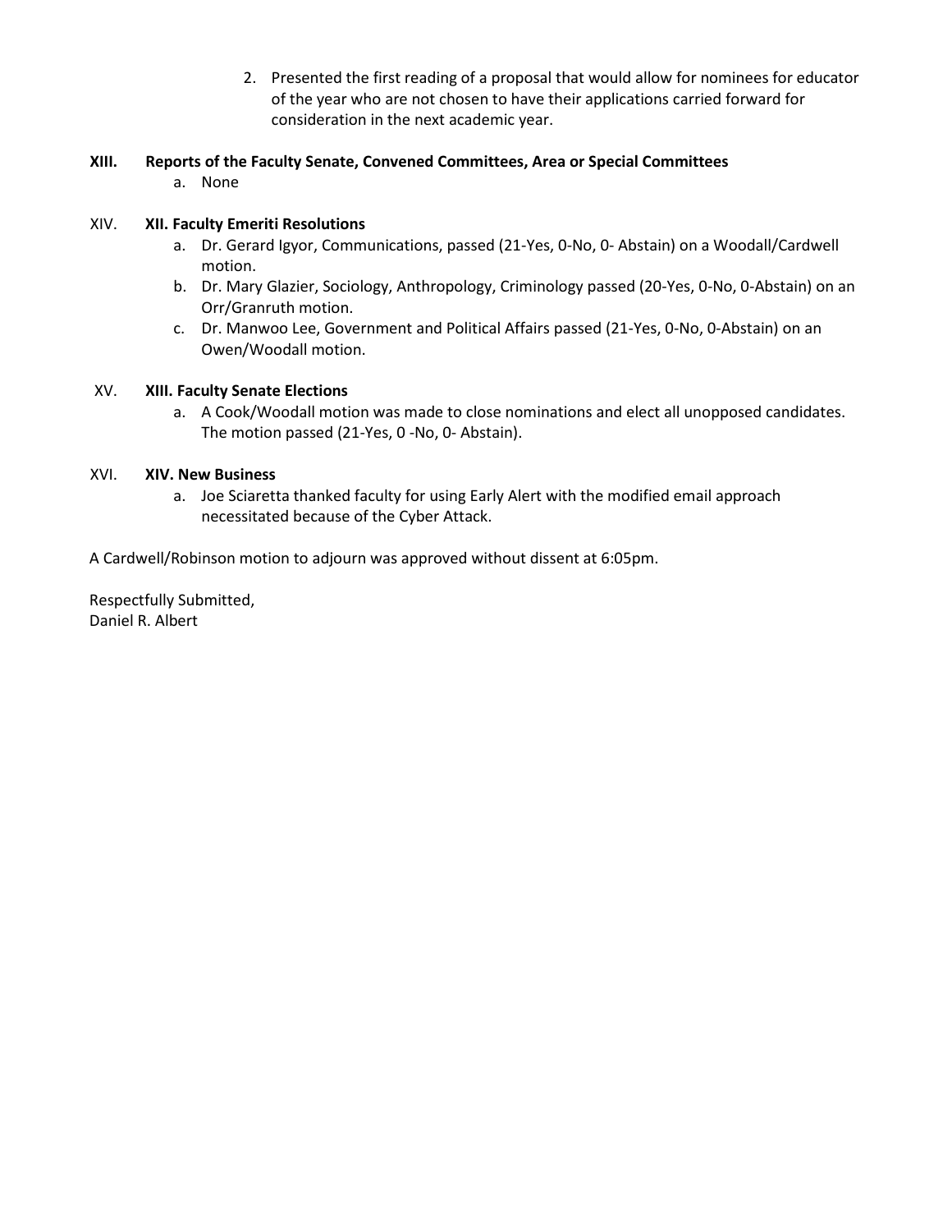2. Presented the first reading of a proposal that would allow for nominees for educator of the year who are not chosen to have their applications carried forward for consideration in the next academic year.

**XIII. Reports of the Faculty Senate, Convened Committees, Area or Special Committees**

a. None

XIV. **XII. Faculty Emeriti Resolutions**

a. Dr. Gerard Igyor, Communications, passed (21-Yes, 0-No, 0- Abstain) on a Woodall/Cardwell motion.
b. Dr. Mary Glazier, Sociology, Anthropology, Criminology passed (20-Yes, 0-No, 0-Abstain) on an Orr/Granruth motion.
c. Dr. Manwoo Lee, Government and Political Affairs passed (21-Yes, 0-No, 0-Abstain) on an Owen/Woodall motion.

XV. **XIII. Faculty Senate Elections**

a. A Cook/Woodall motion was made to close nominations and elect all unopposed candidates. The motion passed (21-Yes, 0 -No, 0- Abstain).

XVI. **XIV. New Business**

a. Joe Sciaretta thanked faculty for using Early Alert with the modified email approach necessitated because of the Cyber Attack.

A Cardwell/Robinson motion to adjourn was approved without dissent at 6:05pm.

Respectfully Submitted,
Daniel R. Albert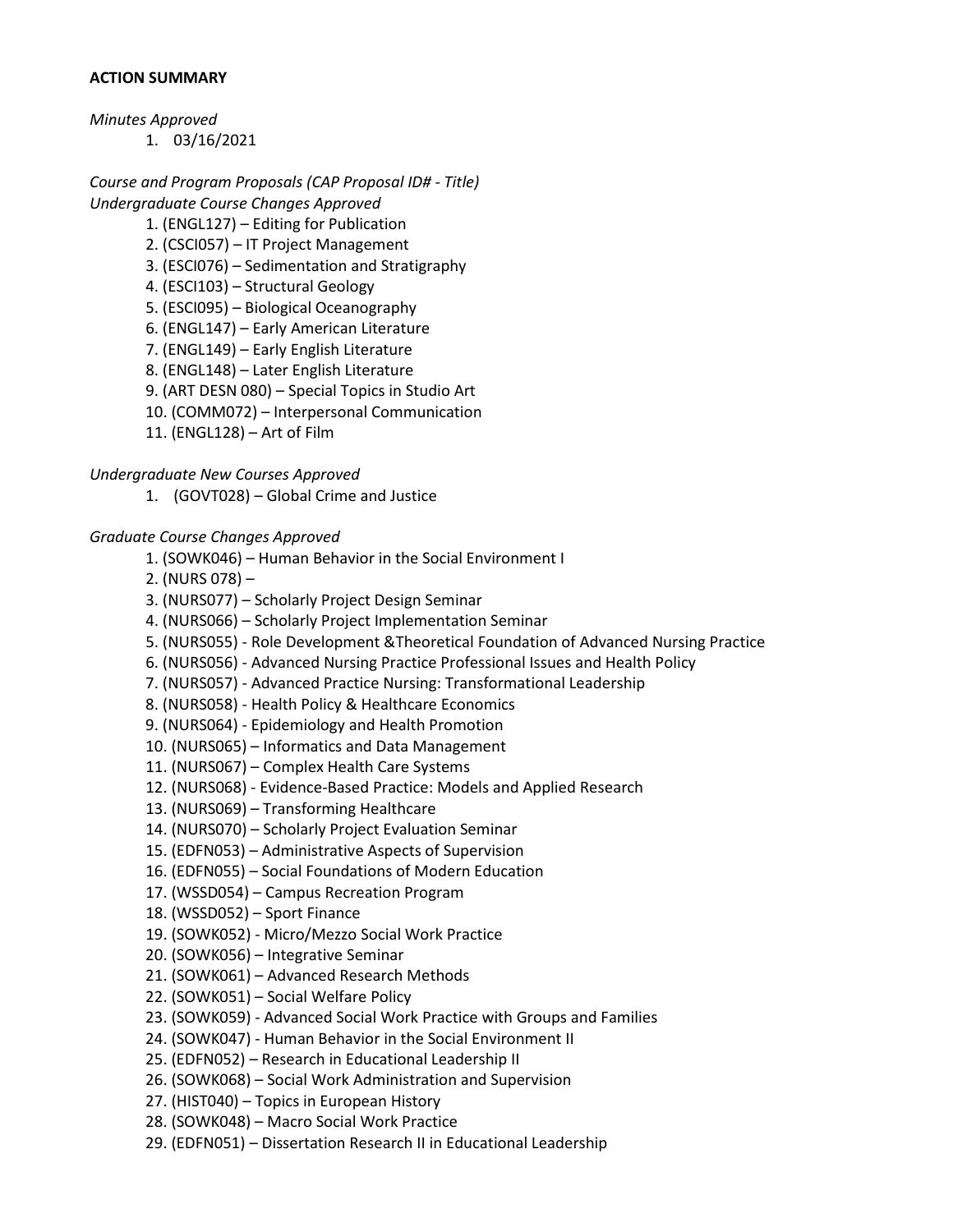**ACTION SUMMARY**

*Minutes Approved*

1. 03/16/2021

*Course and Program Proposals (CAP Proposal ID# - Title)*

*Undergraduate Course Changes Approved*

1. (ENGL127) – Editing for Publication
2. (CSCI057) – IT Project Management
3. (ESCI076) – Sedimentation and Stratigraphy
4. (ESCI103) – Structural Geology
5. (ESCI095) – Biological Oceanography
6. (ENGL147) – Early American Literature
7. (ENGL149) – Early English Literature
8. (ENGL148) – Later English Literature
9. (ART DESN 080) – Special Topics in Studio Art
10. (COMM072) – Interpersonal Communication
11. (ENGL128) – Art of Film

*Undergraduate New Courses Approved*

1. (GOVT028) – Global Crime and Justice

*Graduate Course Changes Approved*

1. (SOWK046) – Human Behavior in the Social Environment I
2. (NURS 078) –
3. (NURS077) – Scholarly Project Design Seminar
4. (NURS066) – Scholarly Project Implementation Seminar
5. (NURS055) - Role Development &Theoretical Foundation of Advanced Nursing Practice
6. (NURS056) - Advanced Nursing Practice Professional Issues and Health Policy
7. (NURS057) - Advanced Practice Nursing: Transformational Leadership
8. (NURS058) - Health Policy & Healthcare Economics
9. (NURS064) - Epidemiology and Health Promotion
10. (NURS065) – Informatics and Data Management
11. (NURS067) – Complex Health Care Systems
12. (NURS068) - Evidence-Based Practice: Models and Applied Research
13. (NURS069) – Transforming Healthcare
14. (NURS070) – Scholarly Project Evaluation Seminar
15. (EDFN053) – Administrative Aspects of Supervision
16. (EDFN055) – Social Foundations of Modern Education
17. (WSSD054) – Campus Recreation Program
18. (WSSD052) – Sport Finance
19. (SOWK052) - Micro/Mezzo Social Work Practice
20. (SOWK056) – Integrative Seminar
21. (SOWK061) – Advanced Research Methods
22. (SOWK051) – Social Welfare Policy
23. (SOWK059) - Advanced Social Work Practice with Groups and Families
24. (SOWK047) - Human Behavior in the Social Environment II
25. (EDFN052) – Research in Educational Leadership II
26. (SOWK068) – Social Work Administration and Supervision
27. (HIST040) – Topics in European History
28. (SOWK048) – Macro Social Work Practice
29. (EDFN051) – Dissertation Research II in Educational Leadership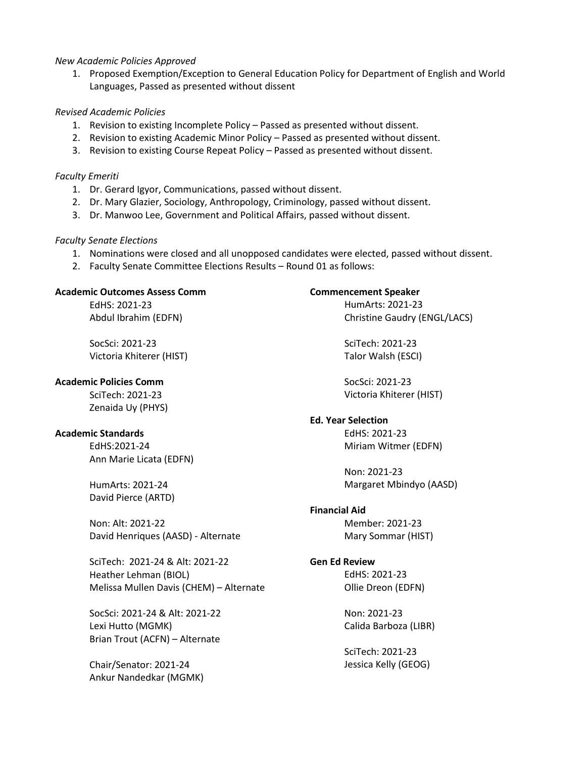*New Academic Policies Approved*

1. Proposed Exemption/Exception to General Education Policy for Department of English and World Languages, Passed as presented without dissent

*Revised Academic Policies*

1. Revision to existing Incomplete Policy – Passed as presented without dissent.
2. Revision to existing Academic Minor Policy – Passed as presented without dissent.
3. Revision to existing Course Repeat Policy – Passed as presented without dissent.

*Faculty Emeriti*

1. Dr. Gerard Igyor, Communications, passed without dissent.
2. Dr. Mary Glazier, Sociology, Anthropology, Criminology, passed without dissent.
3. Dr. Manwoo Lee, Government and Political Affairs, passed without dissent.

*Faculty Senate Elections*

1. Nominations were closed and all unopposed candidates were elected, passed without dissent.
2. Faculty Senate Committee Elections Results – Round 01 as follows:

**Academic Outcomes Assess Comm**

EdHS: 2021-23
Abdul Ibrahim (EDFN)

SocSci: 2021-23
Victoria Khiterer (HIST)

**Academic Policies Comm**

SciTech: 2021-23
Zenaida Uy (PHYS)

**Academic Standards**

EdHS:2021-24
Ann Marie Licata (EDFN)

HumArts: 2021-24
David Pierce (ARTD)

Non: Alt: 2021-22
David Henriques (AASD) - Alternate

SciTech: 2021-24 & Alt: 2021-22
Heather Lehman (BIOL)
Melissa Mullen Davis (CHEM) – Alternate

SocSci: 2021-24 & Alt: 2021-22
Lexi Hutto (MGMK)
Brian Trout (ACFN) – Alternate

Chair/Senator: 2021-24
Ankur Nandedkar (MGMK)

**Commencement Speaker**

HumArts: 2021-23
Christine Gaudry (ENGL/LACS)

SciTech: 2021-23
Talor Walsh (ESCI)

SocSci: 2021-23
Victoria Khiterer (HIST)

**Ed. Year Selection**

EdHS: 2021-23
Miriam Witmer (EDFN)

Non: 2021-23
Margaret Mbindyo (AASD)

**Financial Aid**

Member: 2021-23
Mary Sommar (HIST)

**Gen Ed Review**

EdHS: 2021-23
Ollie Dreon (EDFN)

Non: 2021-23
Calida Barboza (LIBR)

SciTech: 2021-23
Jessica Kelly (GEOG)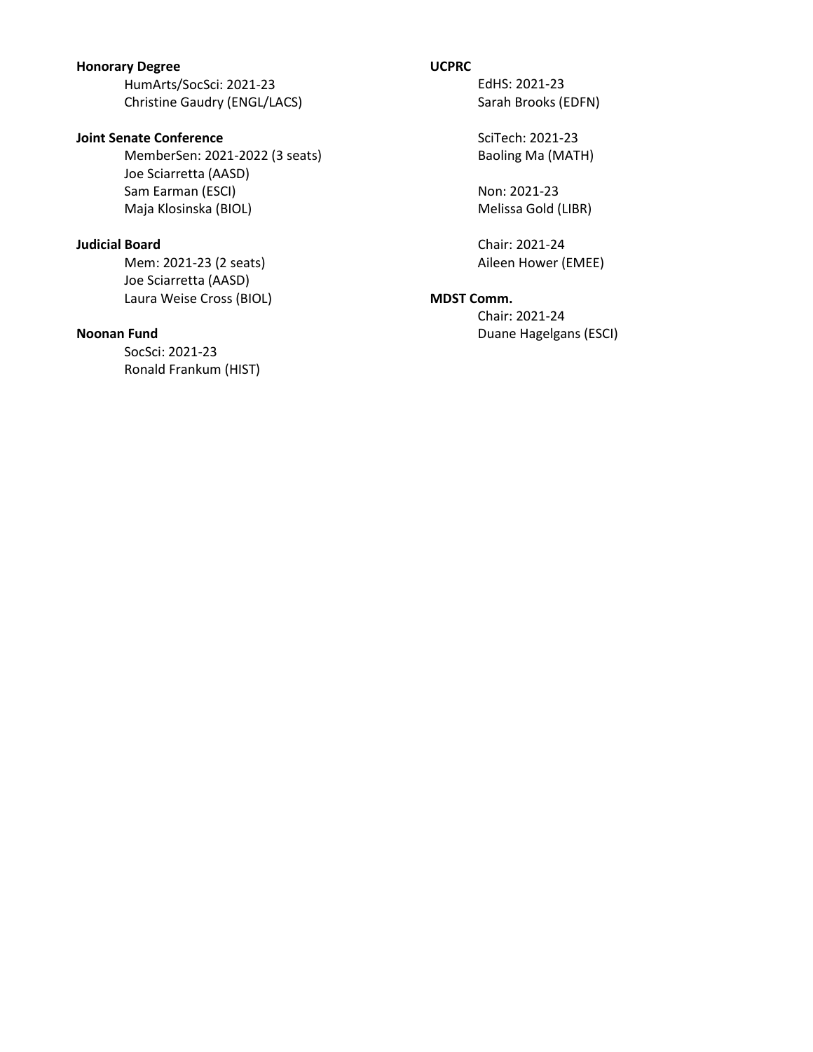**Honorary Degree**

HumArts/SocSci: 2021-23
Christine Gaudry (ENGL/LACS)

**Joint Senate Conference**

MemberSen: 2021-2022 (3 seats)
Joe Sciarretta (AASD)
Sam Earman (ESCI)
Maja Klosinska (BIOL)

**Judicial Board**

Mem: 2021-23 (2 seats)
Joe Sciarretta (AASD)
Laura Weise Cross (BIOL)

**Noonan Fund**

SocSci: 2021-23
Ronald Frankum (HIST)

**UCPRC**

EdHS: 2021-23
Sarah Brooks (EDFN)

SciTech: 2021-23
Baoling Ma (MATH)

Non: 2021-23
Melissa Gold (LIBR)

Chair: 2021-24
Aileen Hower (EMEE)

**MDST Comm.**

Chair: 2021-24
Duane Hagelgans (ESCI)